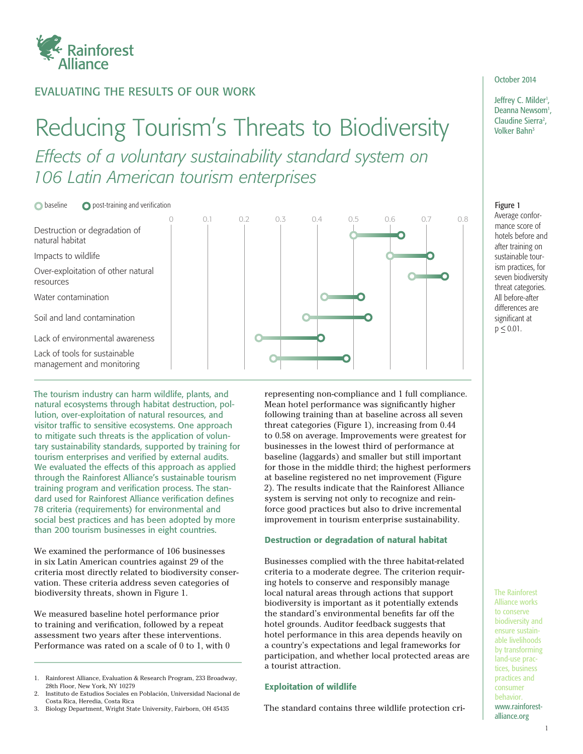EVALUATING THE RESULTS OF OUR WORK

# Reducing Tourism's Threats to Biodiversity

## *Effects of a voluntary sustainability standard system on 106 Latin American tourism enterprises*

October 2014

Jeffrey C. Milder[1], Deanna Newsom[1], Claudine Sierra[2], Volker Bahn[3]

| Threat category | baseline | post-training and verification |
|---|---|---|
| Destruction or degradation of natural habitat | 0.50 | 0.63 |
| Impacts to wildlife | 0.60 | 0.71 |
| Over-exploitation of other natural resources | 0.66 | 0.75 |
| Water contamination | 0.42 | 0.52 |
| Soil and land contamination | 0.37 | 0.54 |
| Lack of environmental awareness | 0.24 | 0.41 |
| Lack of tools for sustainable management and monitoring | 0.28 | 0.48 |

**Figure 1**
Average conformance score of hotels before and after training on sustainable tourism practices, for seven biodiversity threat categories. All before-after differences are significant at $p \leq 0.01$.

The tourism industry can harm wildlife, plants, and natural ecosystems through habitat destruction, pollution, over-exploitation of natural resources, and visitor traffic to sensitive ecosystems. One approach to mitigate such threats is the application of voluntary sustainability standards, supported by training for tourism enterprises and verified by external audits. We evaluated the effects of this approach as applied through the Rainforest Alliance's sustainable tourism training program and verification process. The standard used for Rainforest Alliance verification defines 78 criteria (requirements) for environmental and social best practices and has been adopted by more than 200 tourism businesses in eight countries.

We examined the performance of 106 businesses in six Latin American countries against 29 of the criteria most directly related to biodiversity conservation. These criteria address seven categories of biodiversity threats, shown in Figure 1.

We measured baseline hotel performance prior to training and verification, followed by a repeat assessment two years after these interventions. Performance was rated on a scale of 0 to 1, with 0 representing non-compliance and 1 full compliance. Mean hotel performance was significantly higher following training than at baseline across all seven threat categories (Figure 1), increasing from 0.44 to 0.58 on average. Improvements were greatest for businesses in the lowest third of performance at baseline (laggards) and smaller but still important for those in the middle third; the highest performers at baseline registered no net improvement (Figure 2). The results indicate that the Rainforest Alliance system is serving not only to recognize and reinforce good practices but also to drive incremental improvement in tourism enterprise sustainability.

### Destruction or degradation of natural habitat

Businesses complied with the three habitat-related criteria to a moderate degree. The criterion requiring hotels to conserve and responsibly manage local natural areas through actions that support biodiversity is important as it potentially extends the standard's environmental benefits far off the hotel grounds. Auditor feedback suggests that hotel performance in this area depends heavily on a country's expectations and legal frameworks for participation, and whether local protected areas are a tourist attraction.

### Exploitation of wildlife

The standard contains three wildlife protection cri-

1. Rainforest Alliance, Evaluation & Research Program, 233 Broadway, 28th Floor, New York, NY 10279
2. Instituto de Estudios Sociales en Población, Universidad Nacional de Costa Rica, Heredia, Costa Rica
3. Biology Department, Wright State University, Fairborn, OH 45435

The Rainforest Alliance works to conserve biodiversity and ensure sustainable livelihoods by transforming land-use practices, business practices and consumer behavior. www.rainforest-alliance.org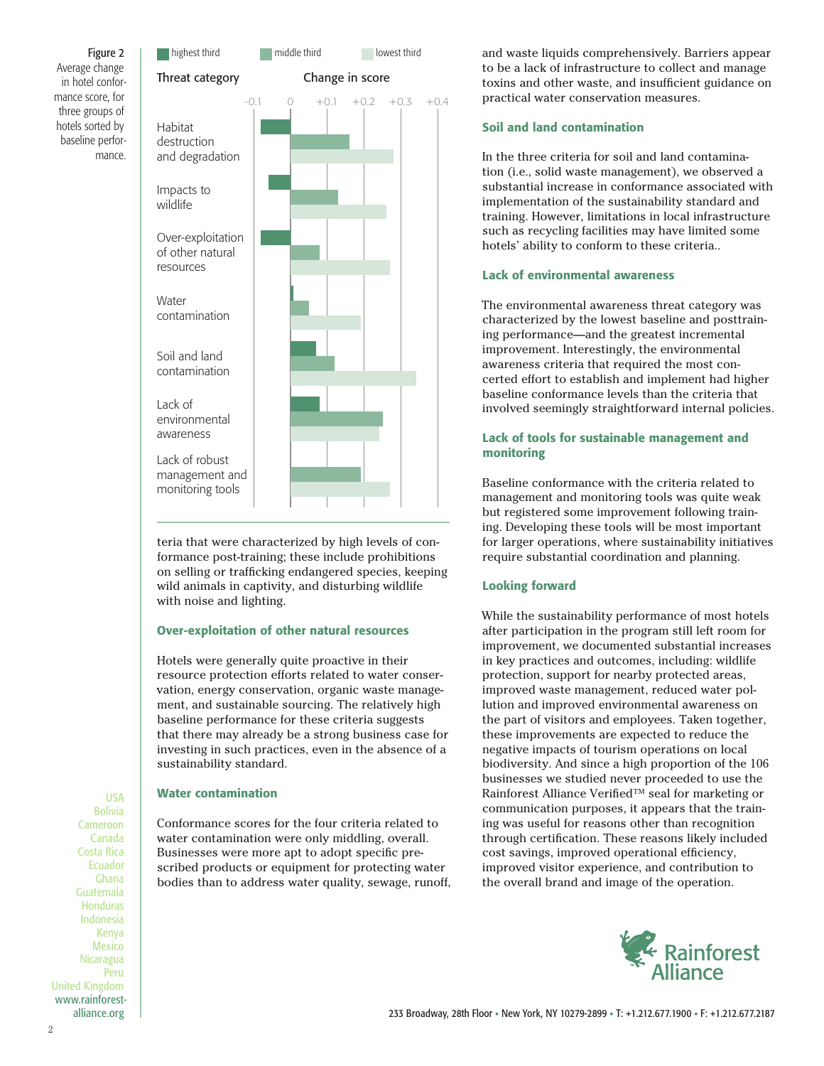Figure 2
Average change in hotel conformance score, for three groups of hotels sorted by baseline performance.

highest third
middle third
lowest third

Threat category

Change in score

-0.1
0
+0.1
+0.2
+0.3
+0.4

Habitat destruction and degradation

Impacts to wildlife

Over-exploitation of other natural resources

Water contamination

Soil and land contamination

Lack of environmental awareness

Lack of robust management and monitoring tools

teria that were characterized by high levels of conformance post-training; these include prohibitions on selling or trafficking endangered species, keeping wild animals in captivity, and disturbing wildlife with noise and lighting.

### Over-exploitation of other natural resources

Hotels were generally quite proactive in their resource protection efforts related to water conservation, energy conservation, organic waste management, and sustainable sourcing. The relatively high baseline performance for these criteria suggests that there may already be a strong business case for investing in such practices, even in the absence of a sustainability standard.

### Water contamination

Conformance scores for the four criteria related to water contamination were only middling, overall. Businesses were more apt to adopt specific prescribed products or equipment for protecting water bodies than to address water quality, sewage, runoff, and waste liquids comprehensively. Barriers appear to be a lack of infrastructure to collect and manage toxins and other waste, and insufficient guidance on practical water conservation measures.

### Soil and land contamination

In the three criteria for soil and land contamination (i.e., solid waste management), we observed a substantial increase in conformance associated with implementation of the sustainability standard and training. However, limitations in local infrastructure such as recycling facilities may have limited some hotels' ability to conform to these criteria..

### Lack of environmental awareness

The environmental awareness threat category was characterized by the lowest baseline and posttraining performance—and the greatest incremental improvement. Interestingly, the environmental awareness criteria that required the most concerted effort to establish and implement had higher baseline conformance levels than the criteria that involved seemingly straightforward internal policies.

### Lack of tools for sustainable management and monitoring

Baseline conformance with the criteria related to management and monitoring tools was quite weak but registered some improvement following training. Developing these tools will be most important for larger operations, where sustainability initiatives require substantial coordination and planning.

### Looking forward

While the sustainability performance of most hotels after participation in the program still left room for improvement, we documented substantial increases in key practices and outcomes, including: wildlife protection, support for nearby protected areas, improved waste management, reduced water pollution and improved environmental awareness on the part of visitors and employees. Taken together, these improvements are expected to reduce the negative impacts of tourism operations on local biodiversity. And since a high proportion of the 106 businesses we studied never proceeded to use the Rainforest Alliance Verified™ seal for marketing or communication purposes, it appears that the training was useful for reasons other than recognition through certification. These reasons likely included cost savings, improved operational efficiency, improved visitor experience, and contribution to the overall brand and image of the operation.

USA
Bolivia
Cameroon
Canada
Costa Rica
Ecuador
Ghana
Guatemala
Honduras
Indonesia
Kenya
Mexico
Nicaragua
Peru
United Kingdom
www.rainforest-alliance.org

Rainforest Alliance

233 Broadway, 28th Floor • New York, NY 10279-2899 • T: +1.212.677.1900 • F: +1.212.677.2187